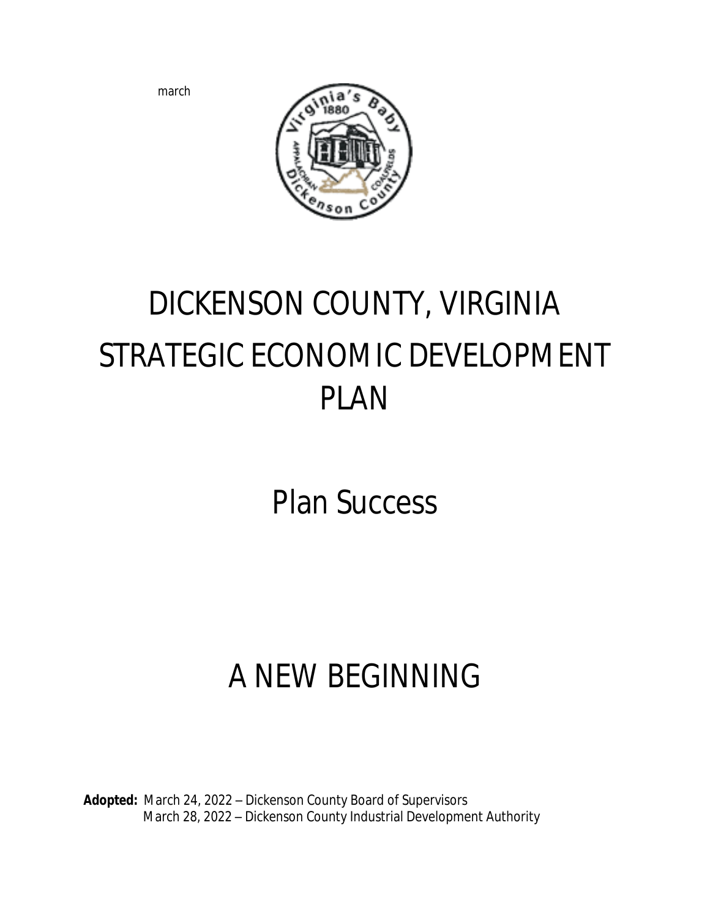march

# DICKENSON COUNTY, VIRGINIA STRATEGIC ECONOMIC DEVELOPMENT PLAN

## Plan Success

## A NEW BEGINNING

**Adopted:** March 24, 2022 – Dickenson County Board of Supervisors
March 28, 2022 – Dickenson County Industrial Development Authority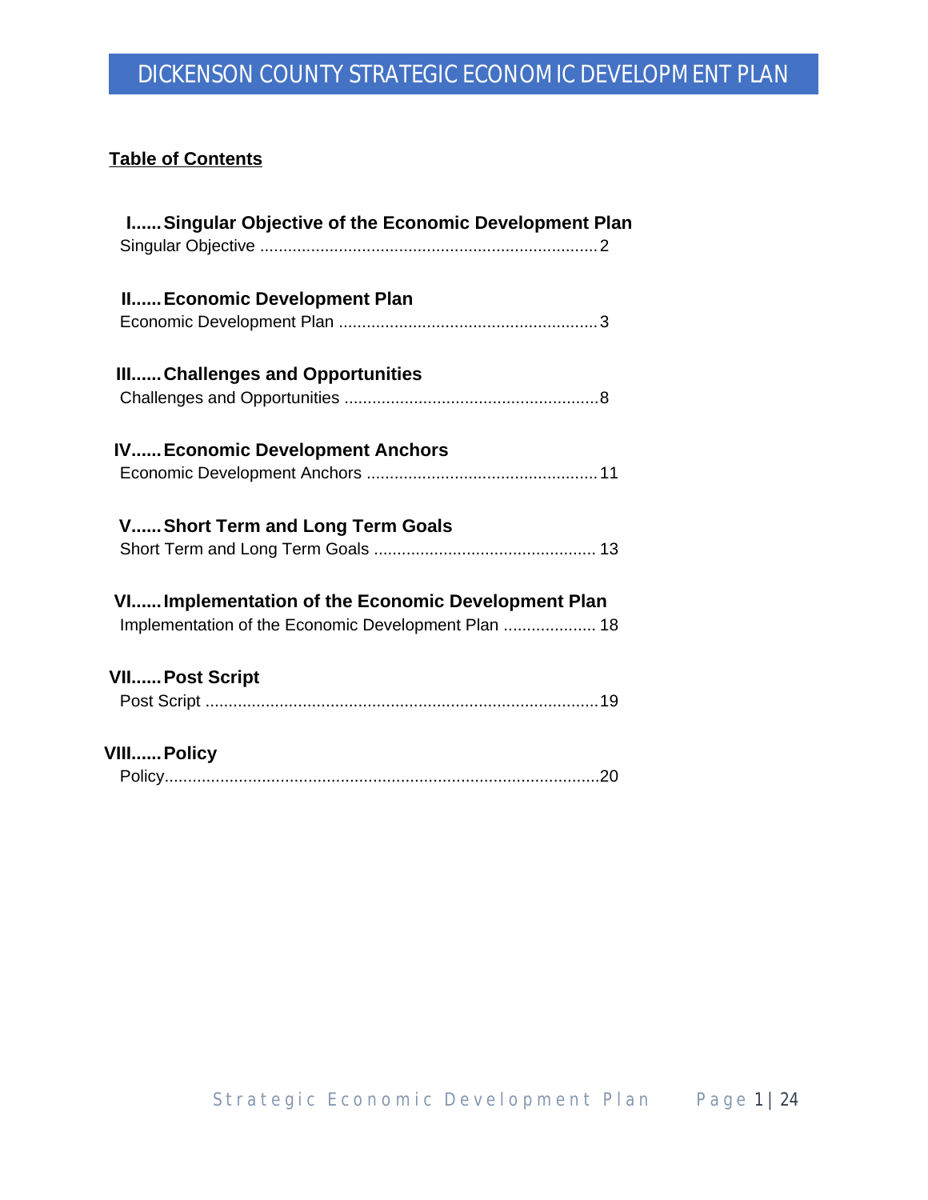# DICKENSON COUNTY STRATEGIC ECONOMIC DEVELOPMENT PLAN

**Table of Contents**

**I......Singular Objective of the Economic Development Plan**
Singular Objective ........................................................................2

**II......Economic Development Plan**
Economic Development Plan .......................................................3

**III......Challenges and Opportunities**
Challenges and Opportunities ......................................................8

**IV......Economic Development Anchors**
Economic Development Anchors .................................................11

**V......Short Term and Long Term Goals**
Short Term and Long Term Goals ............................................... 13

**VI......Implementation of the Economic Development Plan**
Implementation of the Economic Development Plan .................... 18

**VII......Post Script**
Post Script ....................................................................................19

**VIII......Policy**
Policy............................................................................................20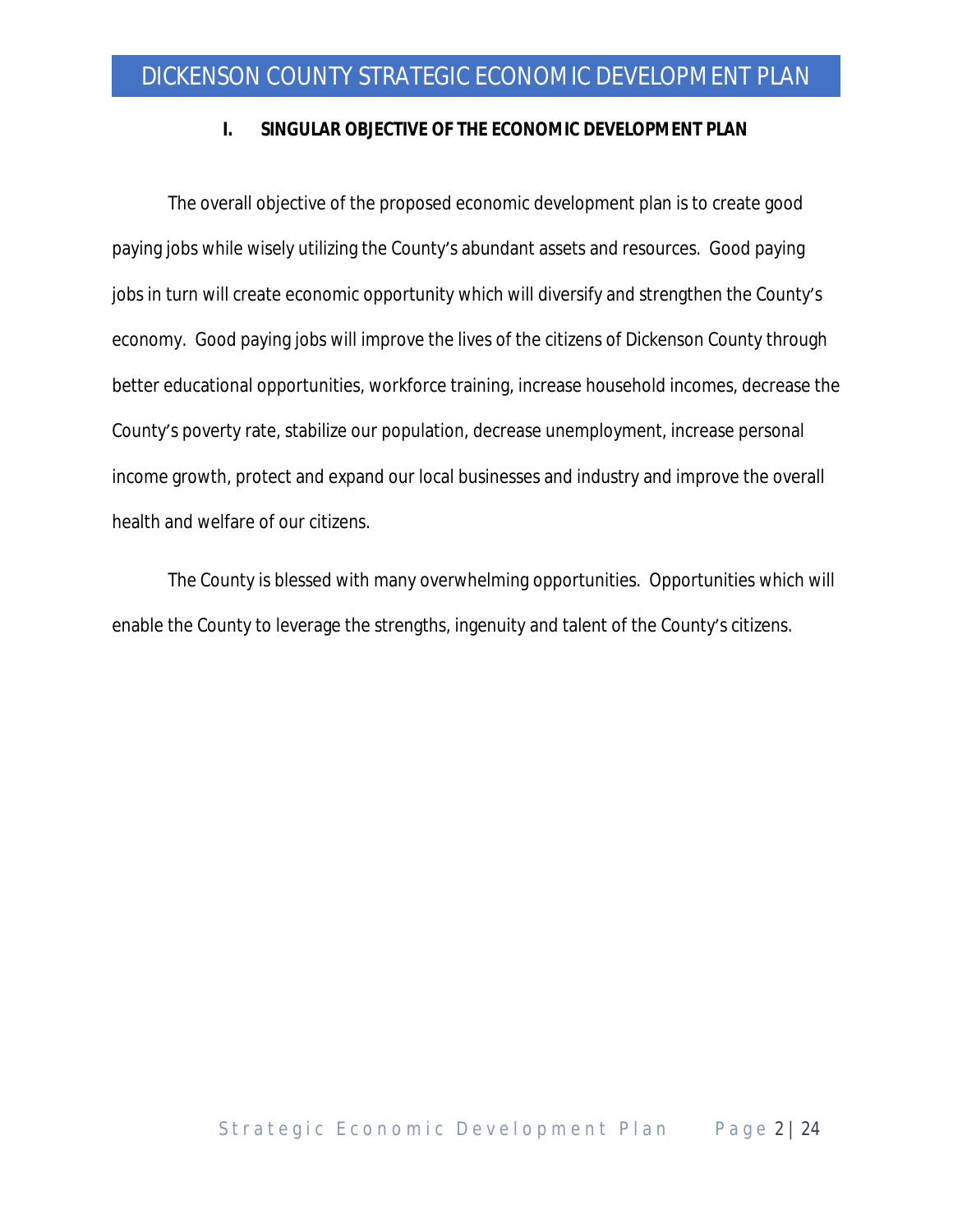## I. SINGULAR OBJECTIVE OF THE ECONOMIC DEVELOPMENT PLAN

The overall objective of the proposed economic development plan is to create good paying jobs while wisely utilizing the County's abundant assets and resources. Good paying jobs in turn will create economic opportunity which will diversify and strengthen the County's economy. Good paying jobs will improve the lives of the citizens of Dickenson County through better educational opportunities, workforce training, increase household incomes, decrease the County's poverty rate, stabilize our population, decrease unemployment, increase personal income growth, protect and expand our local businesses and industry and improve the overall health and welfare of our citizens.

The County is blessed with many overwhelming opportunities. Opportunities which will enable the County to leverage the strengths, ingenuity and talent of the County's citizens.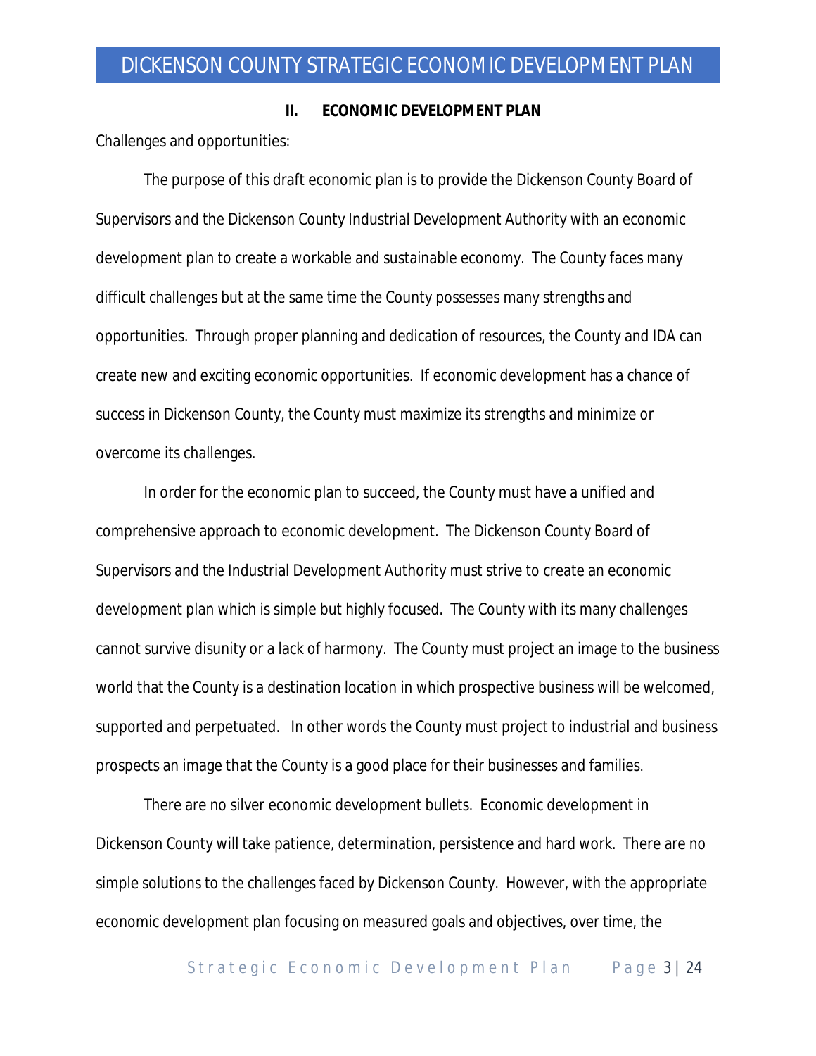## II. ECONOMIC DEVELOPMENT PLAN

Challenges and opportunities:

The purpose of this draft economic plan is to provide the Dickenson County Board of Supervisors and the Dickenson County Industrial Development Authority with an economic development plan to create a workable and sustainable economy. The County faces many difficult challenges but at the same time the County possesses many strengths and opportunities. Through proper planning and dedication of resources, the County and IDA can create new and exciting economic opportunities. If economic development has a chance of success in Dickenson County, the County must maximize its strengths and minimize or overcome its challenges.

In order for the economic plan to succeed, the County must have a unified and comprehensive approach to economic development. The Dickenson County Board of Supervisors and the Industrial Development Authority must strive to create an economic development plan which is simple but highly focused. The County with its many challenges cannot survive disunity or a lack of harmony. The County must project an image to the business world that the County is a destination location in which prospective business will be welcomed, supported and perpetuated. In other words the County must project to industrial and business prospects an image that the County is a good place for their businesses and families.

There are no silver economic development bullets. Economic development in Dickenson County will take patience, determination, persistence and hard work. There are no simple solutions to the challenges faced by Dickenson County. However, with the appropriate economic development plan focusing on measured goals and objectives, over time, the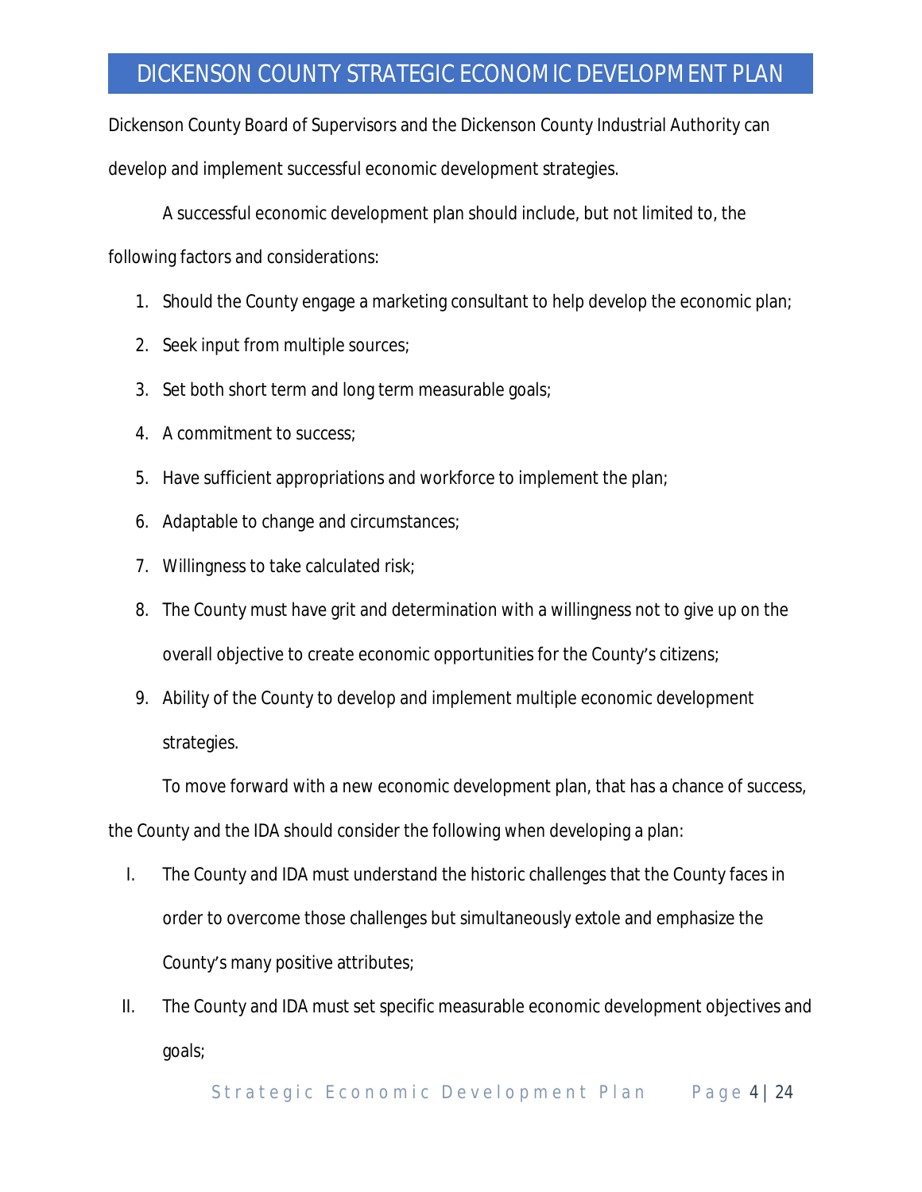Dickenson County Board of Supervisors and the Dickenson County Industrial Authority can develop and implement successful economic development strategies.

A successful economic development plan should include, but not limited to, the following factors and considerations:

1. Should the County engage a marketing consultant to help develop the economic plan;
2. Seek input from multiple sources;
3. Set both short term and long term measurable goals;
4. A commitment to success;
5. Have sufficient appropriations and workforce to implement the plan;
6. Adaptable to change and circumstances;
7. Willingness to take calculated risk;
8. The County must have grit and determination with a willingness not to give up on the overall objective to create economic opportunities for the County's citizens;
9. Ability of the County to develop and implement multiple economic development strategies.

To move forward with a new economic development plan, that has a chance of success, the County and the IDA should consider the following when developing a plan:

I. The County and IDA must understand the historic challenges that the County faces in order to overcome those challenges but simultaneously extole and emphasize the County's many positive attributes;

II. The County and IDA must set specific measurable economic development objectives and goals;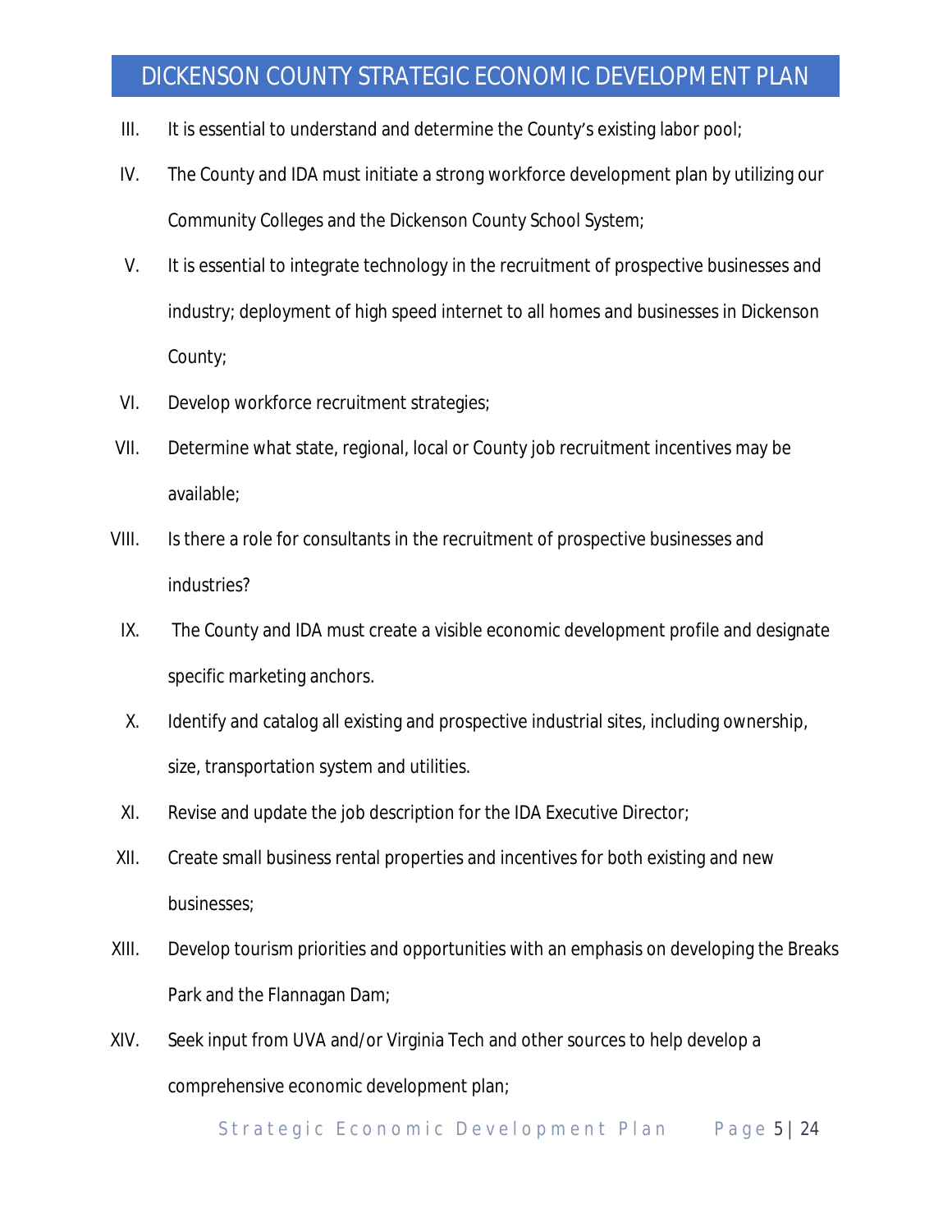III. It is essential to understand and determine the County's existing labor pool;

IV. The County and IDA must initiate a strong workforce development plan by utilizing our Community Colleges and the Dickenson County School System;

V. It is essential to integrate technology in the recruitment of prospective businesses and industry; deployment of high speed internet to all homes and businesses in Dickenson County;

VI. Develop workforce recruitment strategies;

VII. Determine what state, regional, local or County job recruitment incentives may be available;

VIII. Is there a role for consultants in the recruitment of prospective businesses and industries?

IX. The County and IDA must create a visible economic development profile and designate specific marketing anchors.

X. Identify and catalog all existing and prospective industrial sites, including ownership, size, transportation system and utilities.

XI. Revise and update the job description for the IDA Executive Director;

XII. Create small business rental properties and incentives for both existing and new businesses;

XIII. Develop tourism priorities and opportunities with an emphasis on developing the Breaks Park and the Flannagan Dam;

XIV. Seek input from UVA and/or Virginia Tech and other sources to help develop a comprehensive economic development plan;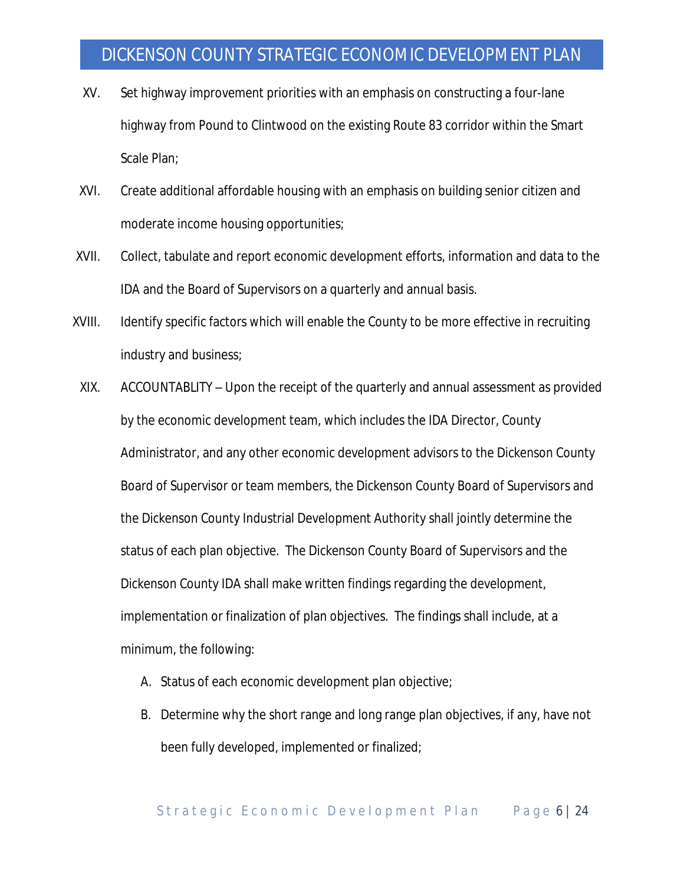XV. Set highway improvement priorities with an emphasis on constructing a four-lane highway from Pound to Clintwood on the existing Route 83 corridor within the Smart Scale Plan;

XVI. Create additional affordable housing with an emphasis on building senior citizen and moderate income housing opportunities;

XVII. Collect, tabulate and report economic development efforts, information and data to the IDA and the Board of Supervisors on a quarterly and annual basis.

XVIII. Identify specific factors which will enable the County to be more effective in recruiting industry and business;

XIX. ACCOUNTABLITY – Upon the receipt of the quarterly and annual assessment as provided by the economic development team, which includes the IDA Director, County Administrator, and any other economic development advisors to the Dickenson County Board of Supervisor or team members, the Dickenson County Board of Supervisors and the Dickenson County Industrial Development Authority shall jointly determine the status of each plan objective. The Dickenson County Board of Supervisors and the Dickenson County IDA shall make written findings regarding the development, implementation or finalization of plan objectives. The findings shall include, at a minimum, the following:

   A. Status of each economic development plan objective;
   B. Determine why the short range and long range plan objectives, if any, have not been fully developed, implemented or finalized;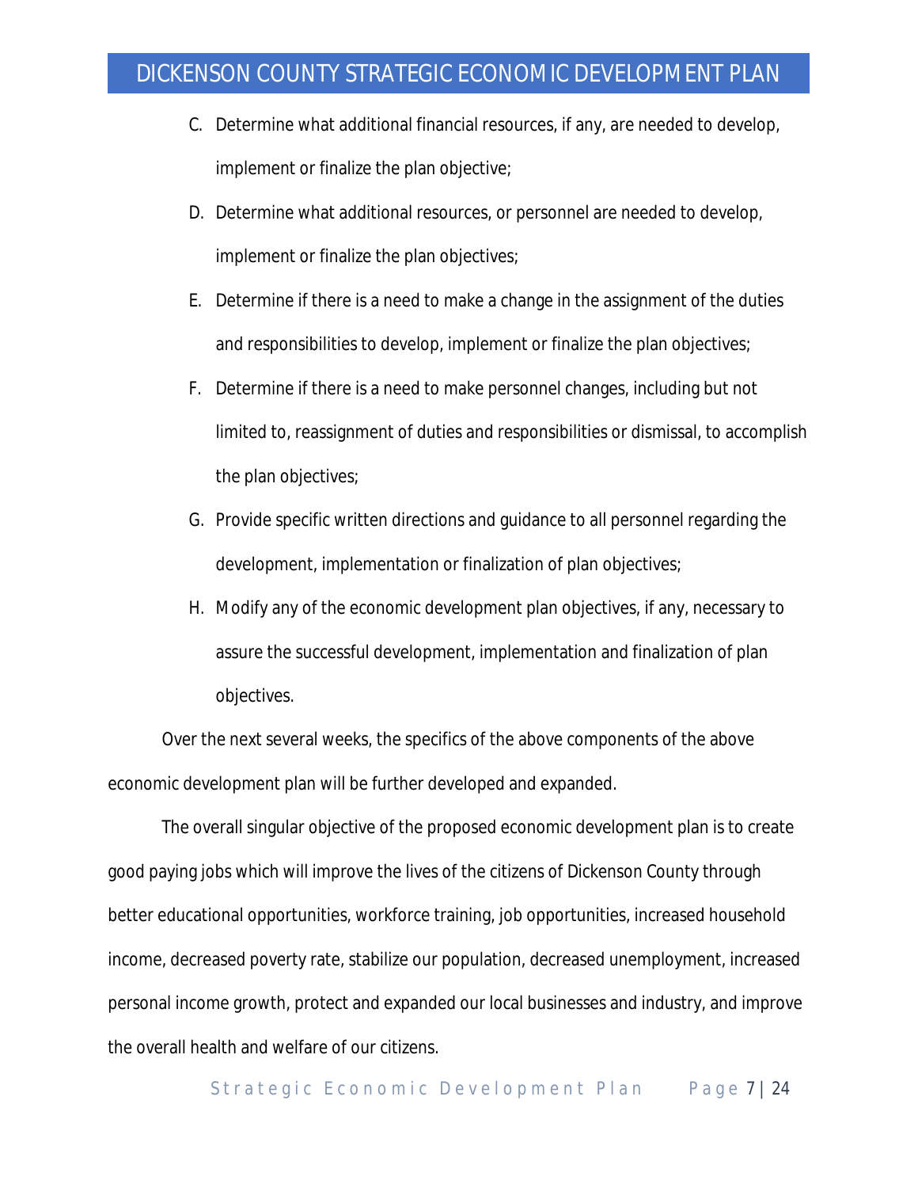C. Determine what additional financial resources, if any, are needed to develop, implement or finalize the plan objective;

D. Determine what additional resources, or personnel are needed to develop, implement or finalize the plan objectives;

E. Determine if there is a need to make a change in the assignment of the duties and responsibilities to develop, implement or finalize the plan objectives;

F. Determine if there is a need to make personnel changes, including but not limited to, reassignment of duties and responsibilities or dismissal, to accomplish the plan objectives;

G. Provide specific written directions and guidance to all personnel regarding the development, implementation or finalization of plan objectives;

H. Modify any of the economic development plan objectives, if any, necessary to assure the successful development, implementation and finalization of plan objectives.

Over the next several weeks, the specifics of the above components of the above economic development plan will be further developed and expanded.

The overall singular objective of the proposed economic development plan is to create good paying jobs which will improve the lives of the citizens of Dickenson County through better educational opportunities, workforce training, job opportunities, increased household income, decreased poverty rate, stabilize our population, decreased unemployment, increased personal income growth, protect and expanded our local businesses and industry, and improve the overall health and welfare of our citizens.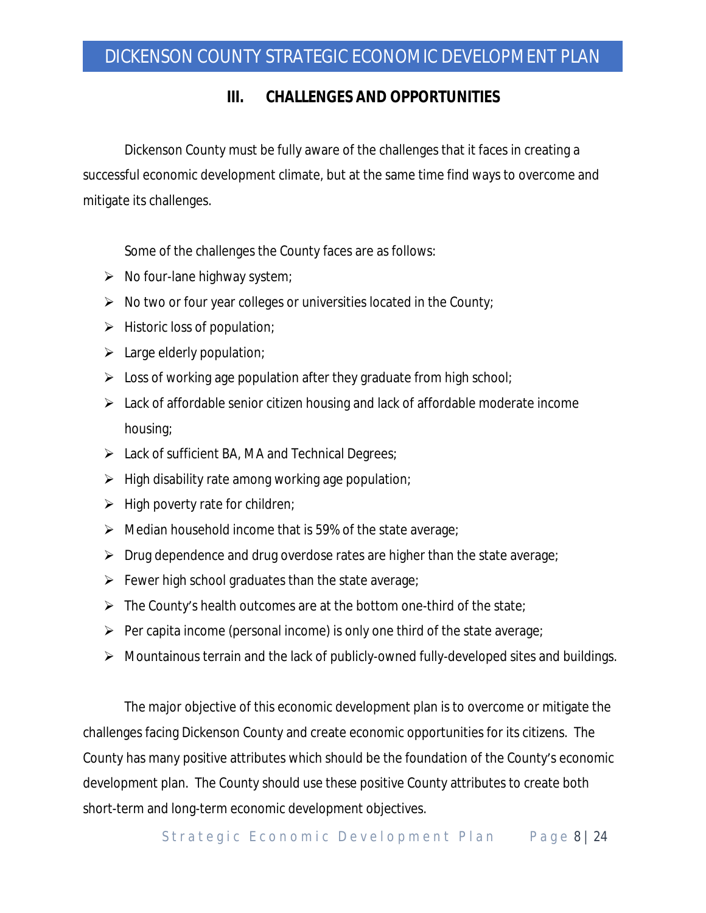## III. CHALLENGES AND OPPORTUNITIES

Dickenson County must be fully aware of the challenges that it faces in creating a successful economic development climate, but at the same time find ways to overcome and mitigate its challenges.

Some of the challenges the County faces are as follows:

- No four-lane highway system;
- No two or four year colleges or universities located in the County;
- Historic loss of population;
- Large elderly population;
- Loss of working age population after they graduate from high school;
- Lack of affordable senior citizen housing and lack of affordable moderate income housing;
- Lack of sufficient BA, MA and Technical Degrees;
- High disability rate among working age population;
- High poverty rate for children;
- Median household income that is 59% of the state average;
- Drug dependence and drug overdose rates are higher than the state average;
- Fewer high school graduates than the state average;
- The County's health outcomes are at the bottom one-third of the state;
- Per capita income (personal income) is only one third of the state average;
- Mountainous terrain and the lack of publicly-owned fully-developed sites and buildings.

The major objective of this economic development plan is to overcome or mitigate the challenges facing Dickenson County and create economic opportunities for its citizens. The County has many positive attributes which should be the foundation of the County's economic development plan. The County should use these positive County attributes to create both short-term and long-term economic development objectives.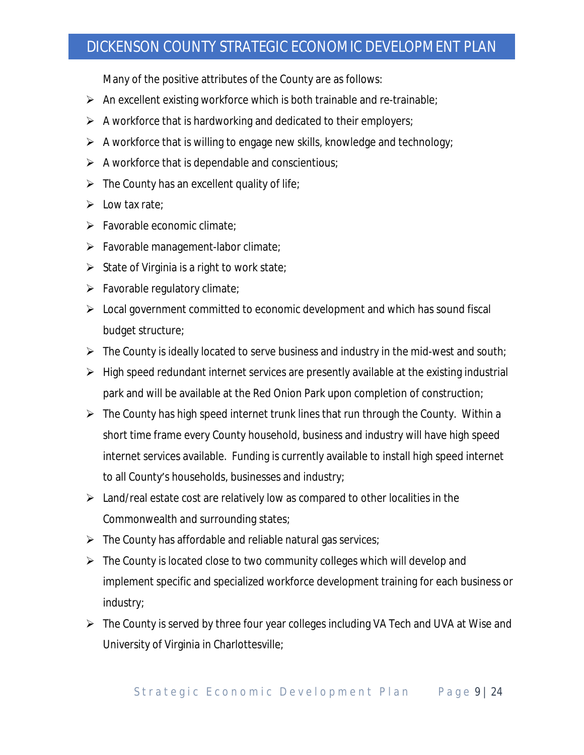Many of the positive attributes of the County are as follows:

- An excellent existing workforce which is both trainable and re-trainable;
- A workforce that is hardworking and dedicated to their employers;
- A workforce that is willing to engage new skills, knowledge and technology;
- A workforce that is dependable and conscientious;
- The County has an excellent quality of life;
- Low tax rate;
- Favorable economic climate;
- Favorable management-labor climate;
- State of Virginia is a right to work state;
- Favorable regulatory climate;
- Local government committed to economic development and which has sound fiscal budget structure;
- The County is ideally located to serve business and industry in the mid-west and south;
- High speed redundant internet services are presently available at the existing industrial park and will be available at the Red Onion Park upon completion of construction;
- The County has high speed internet trunk lines that run through the County. Within a short time frame every County household, business and industry will have high speed internet services available. Funding is currently available to install high speed internet to all County's households, businesses and industry;
- Land/real estate cost are relatively low as compared to other localities in the Commonwealth and surrounding states;
- The County has affordable and reliable natural gas services;
- The County is located close to two community colleges which will develop and implement specific and specialized workforce development training for each business or industry;
- The County is served by three four year colleges including VA Tech and UVA at Wise and University of Virginia in Charlottesville;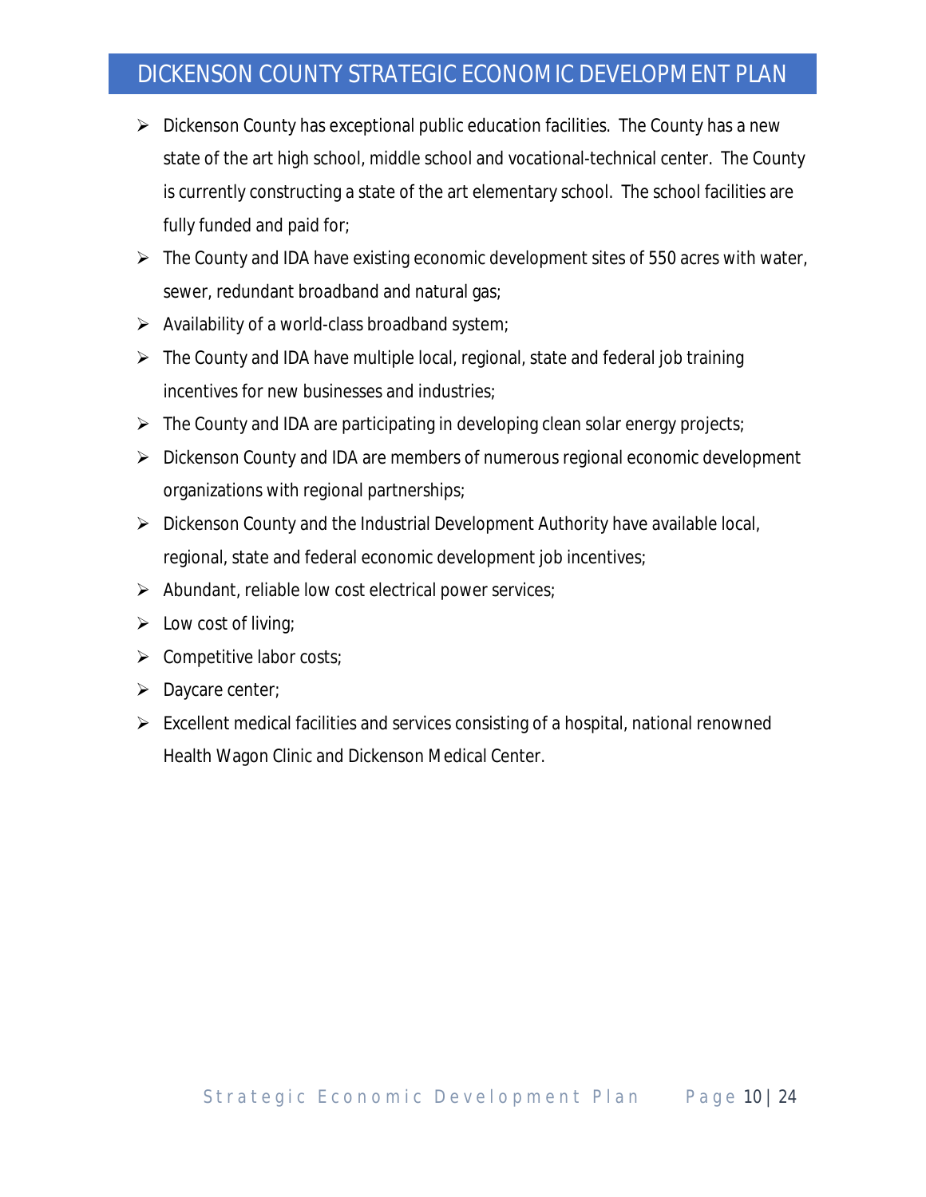- Dickenson County has exceptional public education facilities. The County has a new state of the art high school, middle school and vocational-technical center. The County is currently constructing a state of the art elementary school. The school facilities are fully funded and paid for;
- The County and IDA have existing economic development sites of 550 acres with water, sewer, redundant broadband and natural gas;
- Availability of a world-class broadband system;
- The County and IDA have multiple local, regional, state and federal job training incentives for new businesses and industries;
- The County and IDA are participating in developing clean solar energy projects;
- Dickenson County and IDA are members of numerous regional economic development organizations with regional partnerships;
- Dickenson County and the Industrial Development Authority have available local, regional, state and federal economic development job incentives;
- Abundant, reliable low cost electrical power services;
- Low cost of living;
- Competitive labor costs;
- Daycare center;
- Excellent medical facilities and services consisting of a hospital, national renowned Health Wagon Clinic and Dickenson Medical Center.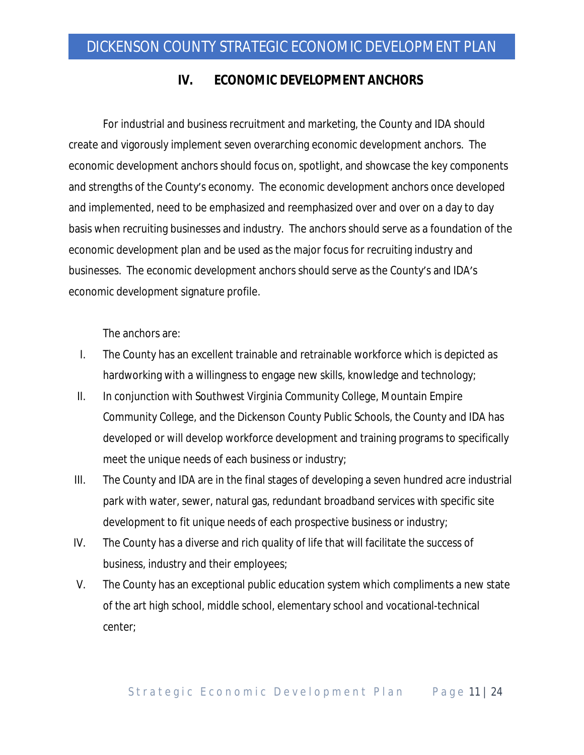## IV. ECONOMIC DEVELOPMENT ANCHORS

For industrial and business recruitment and marketing, the County and IDA should create and vigorously implement seven overarching economic development anchors. The economic development anchors should focus on, spotlight, and showcase the key components and strengths of the County's economy. The economic development anchors once developed and implemented, need to be emphasized and reemphasized over and over on a day to day basis when recruiting businesses and industry. The anchors should serve as a foundation of the economic development plan and be used as the major focus for recruiting industry and businesses. The economic development anchors should serve as the County's and IDA's economic development signature profile.

The anchors are:

I. The County has an excellent trainable and retrainable workforce which is depicted as hardworking with a willingness to engage new skills, knowledge and technology;

II. In conjunction with Southwest Virginia Community College, Mountain Empire Community College, and the Dickenson County Public Schools, the County and IDA has developed or will develop workforce development and training programs to specifically meet the unique needs of each business or industry;

III. The County and IDA are in the final stages of developing a seven hundred acre industrial park with water, sewer, natural gas, redundant broadband services with specific site development to fit unique needs of each prospective business or industry;

IV. The County has a diverse and rich quality of life that will facilitate the success of business, industry and their employees;

V. The County has an exceptional public education system which compliments a new state of the art high school, middle school, elementary school and vocational-technical center;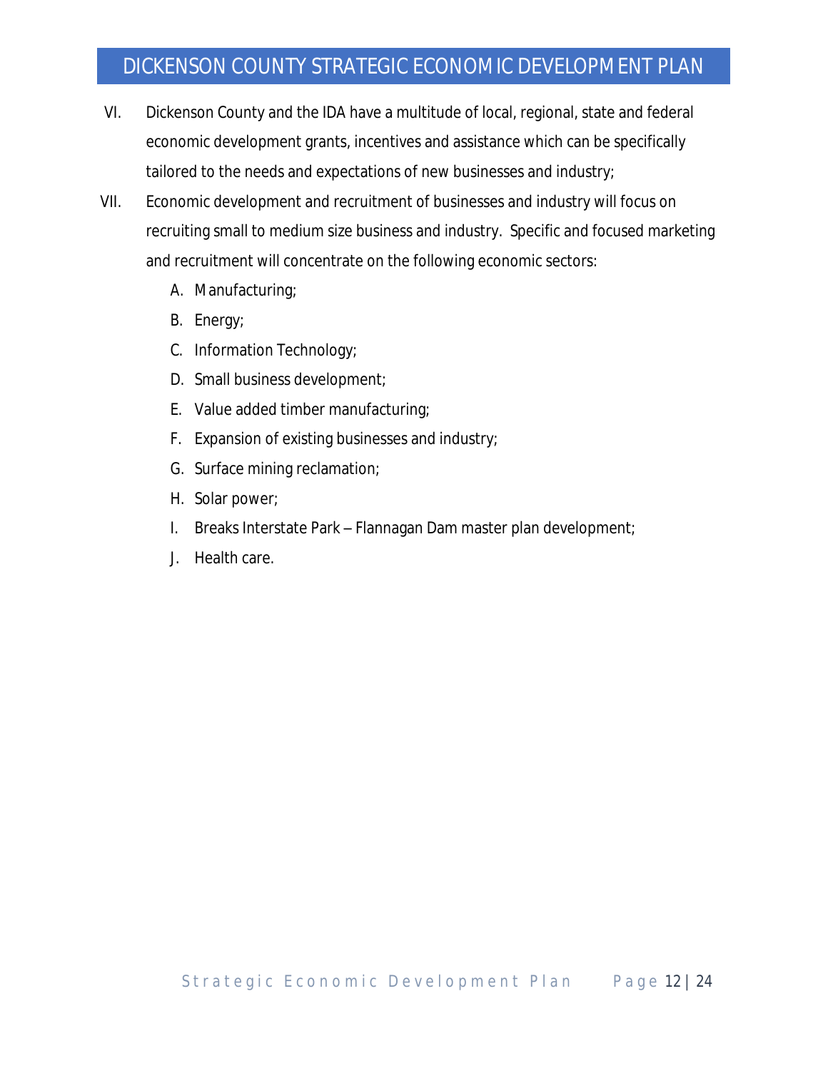VI. Dickenson County and the IDA have a multitude of local, regional, state and federal economic development grants, incentives and assistance which can be specifically tailored to the needs and expectations of new businesses and industry;

VII. Economic development and recruitment of businesses and industry will focus on recruiting small to medium size business and industry. Specific and focused marketing and recruitment will concentrate on the following economic sectors:

   A. Manufacturing;
   B. Energy;
   C. Information Technology;
   D. Small business development;
   E. Value added timber manufacturing;
   F. Expansion of existing businesses and industry;
   G. Surface mining reclamation;
   H. Solar power;
   I. Breaks Interstate Park – Flannagan Dam master plan development;
   J. Health care.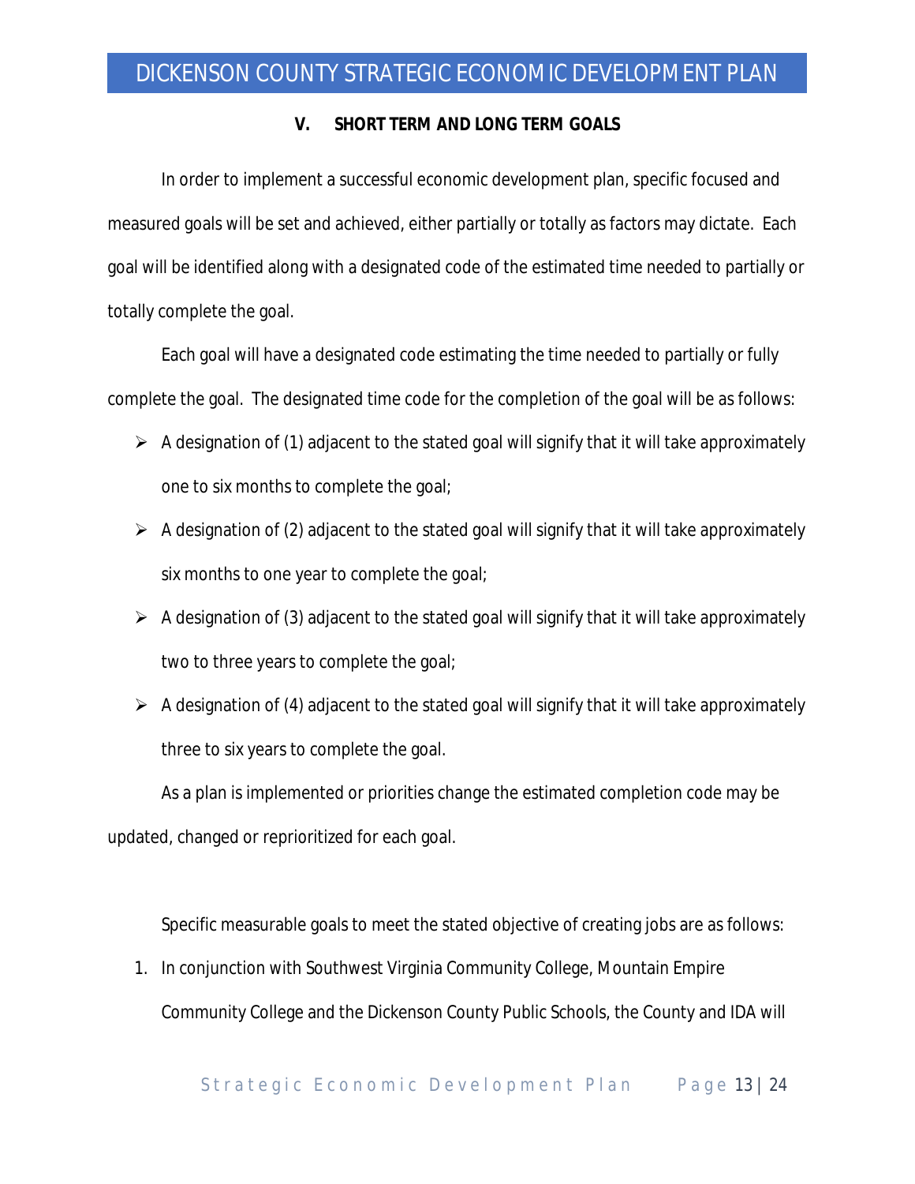## V. SHORT TERM AND LONG TERM GOALS

In order to implement a successful economic development plan, specific focused and measured goals will be set and achieved, either partially or totally as factors may dictate. Each goal will be identified along with a designated code of the estimated time needed to partially or totally complete the goal.

Each goal will have a designated code estimating the time needed to partially or fully complete the goal. The designated time code for the completion of the goal will be as follows:

- A designation of (1) adjacent to the stated goal will signify that it will take approximately one to six months to complete the goal;
- A designation of (2) adjacent to the stated goal will signify that it will take approximately six months to one year to complete the goal;
- A designation of (3) adjacent to the stated goal will signify that it will take approximately two to three years to complete the goal;
- A designation of (4) adjacent to the stated goal will signify that it will take approximately three to six years to complete the goal.

As a plan is implemented or priorities change the estimated completion code may be updated, changed or reprioritized for each goal.

Specific measurable goals to meet the stated objective of creating jobs are as follows:

1. In conjunction with Southwest Virginia Community College, Mountain Empire Community College and the Dickenson County Public Schools, the County and IDA will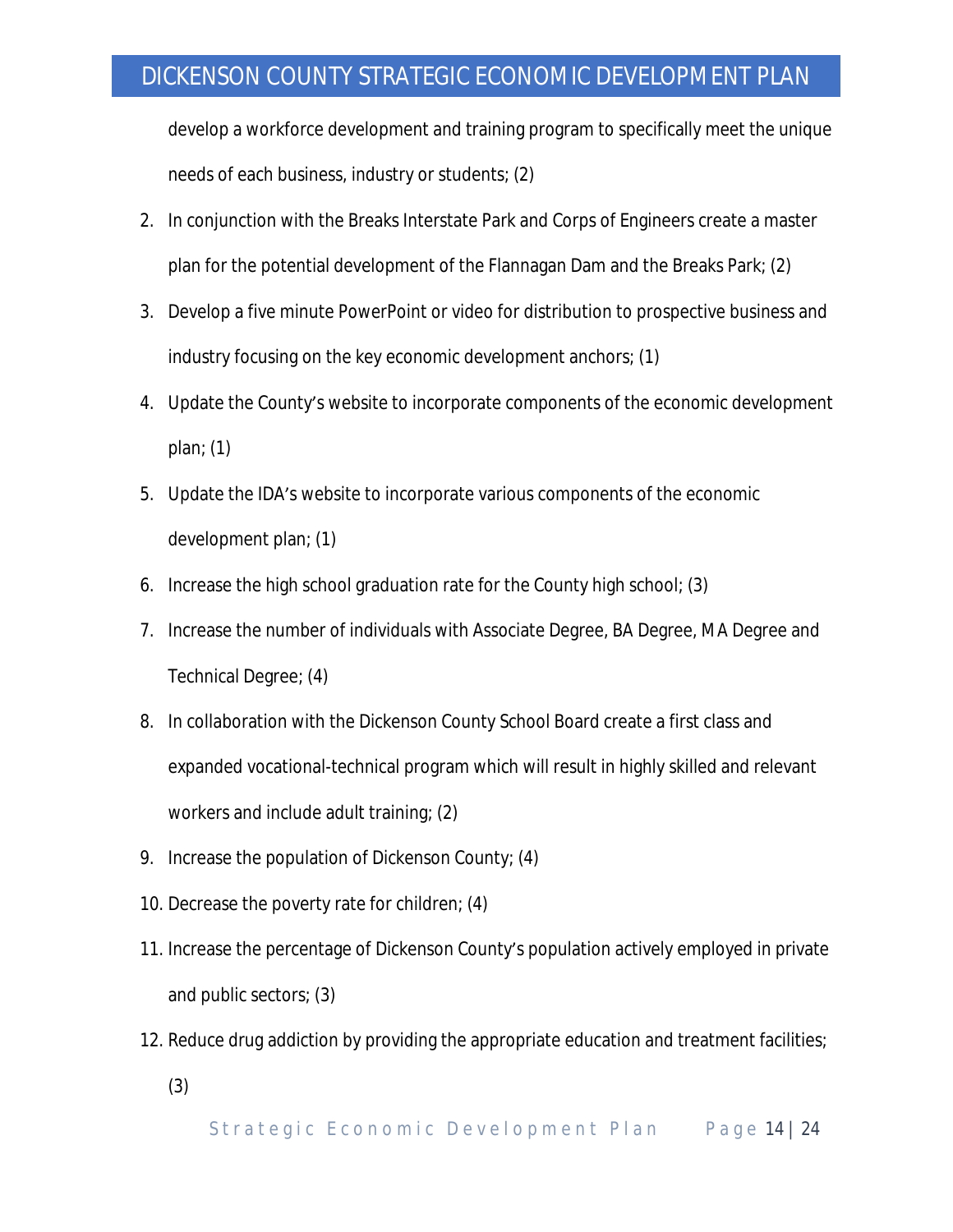develop a workforce development and training program to specifically meet the unique needs of each business, industry or students; (2)

2. In conjunction with the Breaks Interstate Park and Corps of Engineers create a master plan for the potential development of the Flannagan Dam and the Breaks Park; (2)
3. Develop a five minute PowerPoint or video for distribution to prospective business and industry focusing on the key economic development anchors; (1)
4. Update the County's website to incorporate components of the economic development plan; (1)
5. Update the IDA's website to incorporate various components of the economic development plan; (1)
6. Increase the high school graduation rate for the County high school; (3)
7. Increase the number of individuals with Associate Degree, BA Degree, MA Degree and Technical Degree; (4)
8. In collaboration with the Dickenson County School Board create a first class and expanded vocational-technical program which will result in highly skilled and relevant workers and include adult training; (2)
9. Increase the population of Dickenson County; (4)
10. Decrease the poverty rate for children; (4)
11. Increase the percentage of Dickenson County's population actively employed in private and public sectors; (3)
12. Reduce drug addiction by providing the appropriate education and treatment facilities; (3)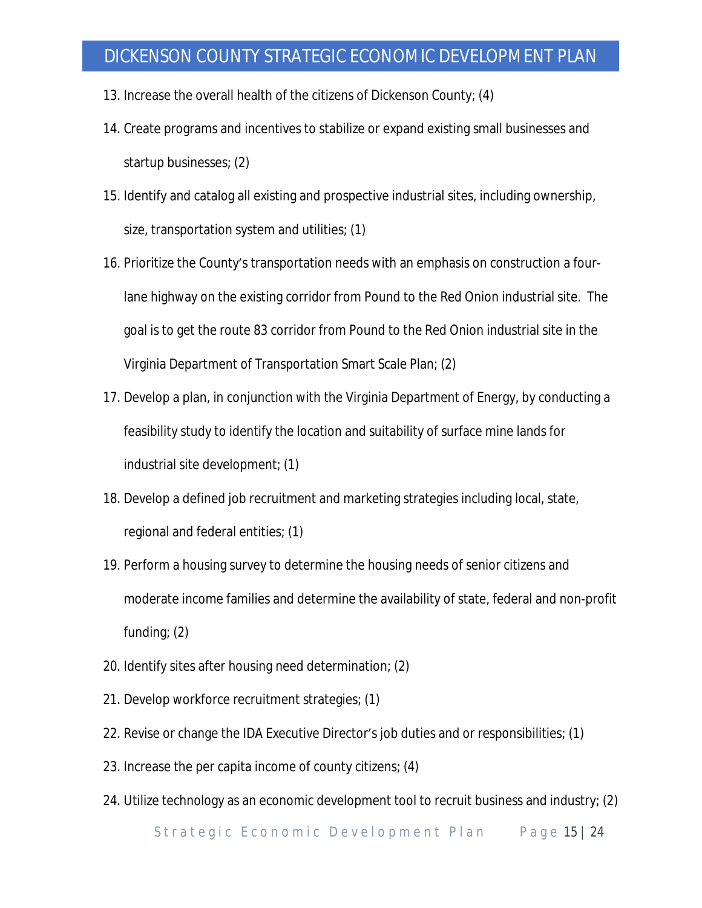13. Increase the overall health of the citizens of Dickenson County; (4)
14. Create programs and incentives to stabilize or expand existing small businesses and startup businesses; (2)
15. Identify and catalog all existing and prospective industrial sites, including ownership, size, transportation system and utilities; (1)
16. Prioritize the County's transportation needs with an emphasis on construction a four-lane highway on the existing corridor from Pound to the Red Onion industrial site. The goal is to get the route 83 corridor from Pound to the Red Onion industrial site in the Virginia Department of Transportation Smart Scale Plan; (2)
17. Develop a plan, in conjunction with the Virginia Department of Energy, by conducting a feasibility study to identify the location and suitability of surface mine lands for industrial site development; (1)
18. Develop a defined job recruitment and marketing strategies including local, state, regional and federal entities; (1)
19. Perform a housing survey to determine the housing needs of senior citizens and moderate income families and determine the availability of state, federal and non-profit funding; (2)
20. Identify sites after housing need determination; (2)
21. Develop workforce recruitment strategies; (1)
22. Revise or change the IDA Executive Director's job duties and or responsibilities; (1)
23. Increase the per capita income of county citizens; (4)
24. Utilize technology as an economic development tool to recruit business and industry; (2)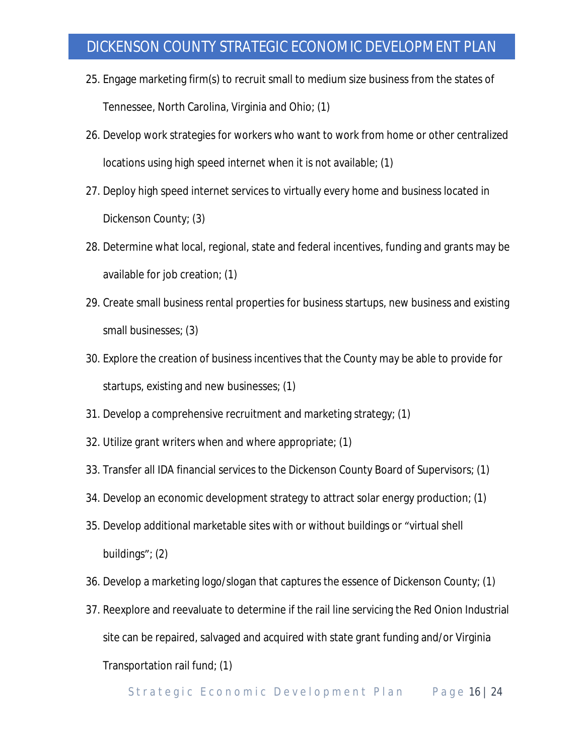25. Engage marketing firm(s) to recruit small to medium size business from the states of Tennessee, North Carolina, Virginia and Ohio; (1)
26. Develop work strategies for workers who want to work from home or other centralized locations using high speed internet when it is not available; (1)
27. Deploy high speed internet services to virtually every home and business located in Dickenson County; (3)
28. Determine what local, regional, state and federal incentives, funding and grants may be available for job creation; (1)
29. Create small business rental properties for business startups, new business and existing small businesses; (3)
30. Explore the creation of business incentives that the County may be able to provide for startups, existing and new businesses; (1)
31. Develop a comprehensive recruitment and marketing strategy; (1)
32. Utilize grant writers when and where appropriate; (1)
33. Transfer all IDA financial services to the Dickenson County Board of Supervisors; (1)
34. Develop an economic development strategy to attract solar energy production; (1)
35. Develop additional marketable sites with or without buildings or "virtual shell buildings"; (2)
36. Develop a marketing logo/slogan that captures the essence of Dickenson County; (1)
37. Reexplore and reevaluate to determine if the rail line servicing the Red Onion Industrial site can be repaired, salvaged and acquired with state grant funding and/or Virginia Transportation rail fund; (1)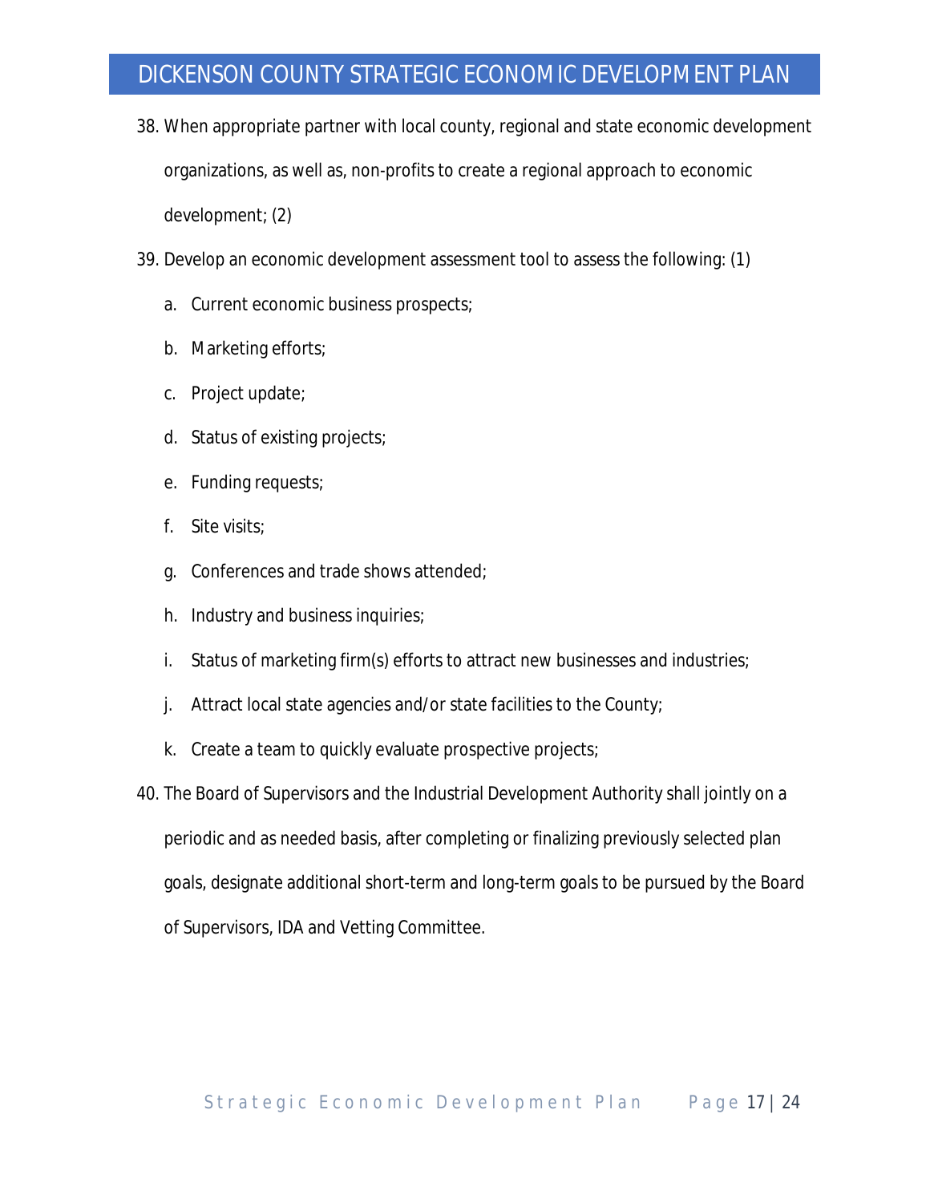38. When appropriate partner with local county, regional and state economic development organizations, as well as, non-profits to create a regional approach to economic development; (2)
39. Develop an economic development assessment tool to assess the following: (1)
    a. Current economic business prospects;
    b. Marketing efforts;
    c. Project update;
    d. Status of existing projects;
    e. Funding requests;
    f. Site visits;
    g. Conferences and trade shows attended;
    h. Industry and business inquiries;
    i. Status of marketing firm(s) efforts to attract new businesses and industries;
    j. Attract local state agencies and/or state facilities to the County;
    k. Create a team to quickly evaluate prospective projects;
40. The Board of Supervisors and the Industrial Development Authority shall jointly on a periodic and as needed basis, after completing or finalizing previously selected plan goals, designate additional short-term and long-term goals to be pursued by the Board of Supervisors, IDA and Vetting Committee.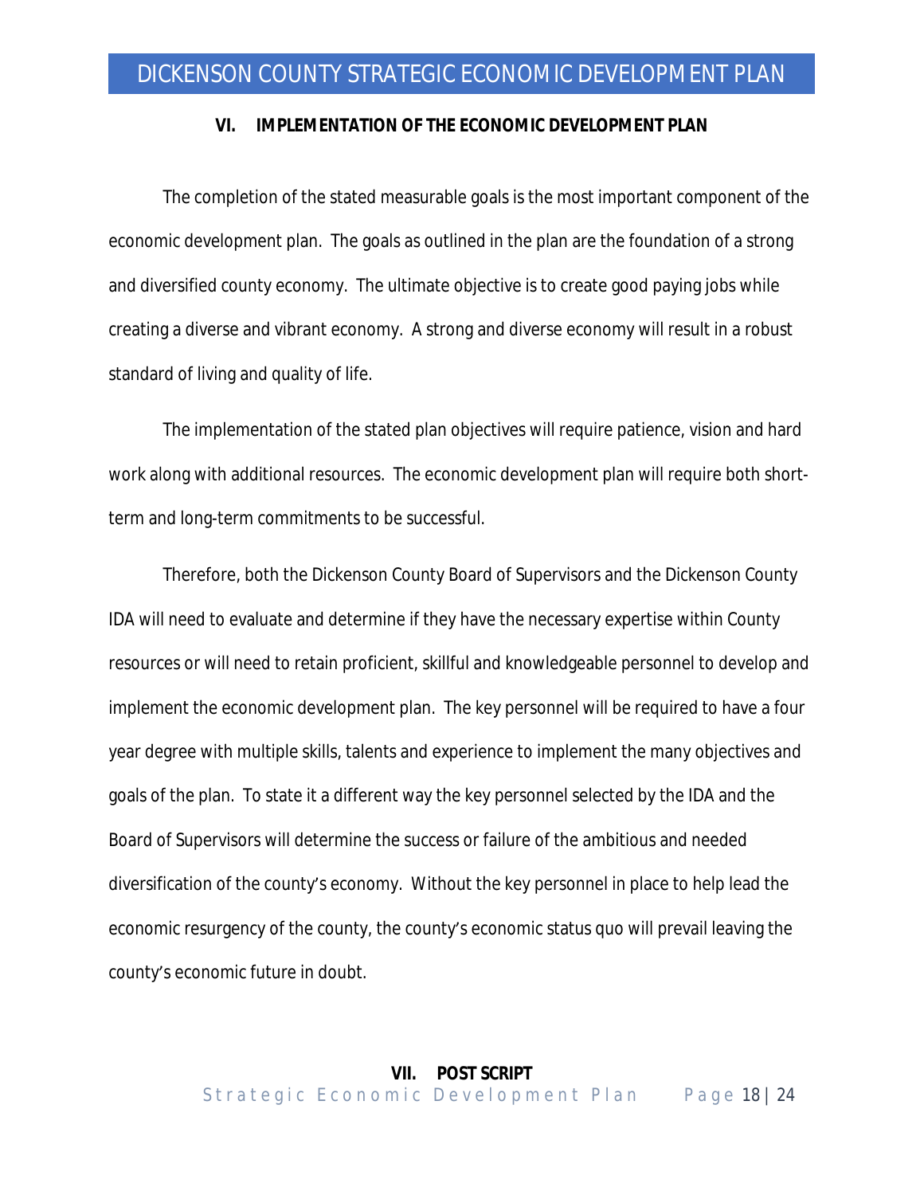## VI. IMPLEMENTATION OF THE ECONOMIC DEVELOPMENT PLAN

The completion of the stated measurable goals is the most important component of the economic development plan. The goals as outlined in the plan are the foundation of a strong and diversified county economy. The ultimate objective is to create good paying jobs while creating a diverse and vibrant economy. A strong and diverse economy will result in a robust standard of living and quality of life.

The implementation of the stated plan objectives will require patience, vision and hard work along with additional resources. The economic development plan will require both short-term and long-term commitments to be successful.

Therefore, both the Dickenson County Board of Supervisors and the Dickenson County IDA will need to evaluate and determine if they have the necessary expertise within County resources or will need to retain proficient, skillful and knowledgeable personnel to develop and implement the economic development plan. The key personnel will be required to have a four year degree with multiple skills, talents and experience to implement the many objectives and goals of the plan. To state it a different way the key personnel selected by the IDA and the Board of Supervisors will determine the success or failure of the ambitious and needed diversification of the county's economy. Without the key personnel in place to help lead the economic resurgency of the county, the county's economic status quo will prevail leaving the county's economic future in doubt.

## VII. POST SCRIPT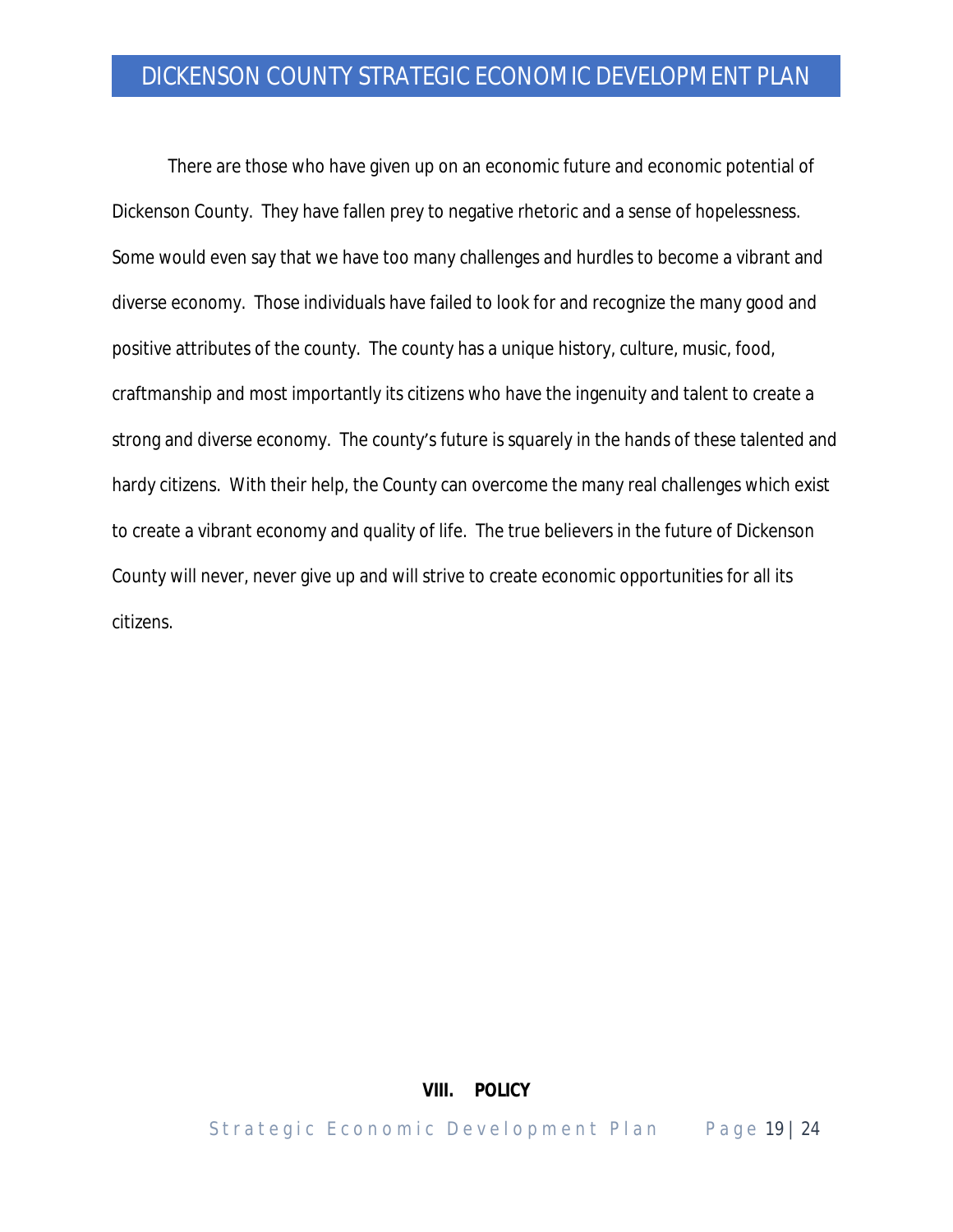There are those who have given up on an economic future and economic potential of Dickenson County. They have fallen prey to negative rhetoric and a sense of hopelessness. Some would even say that we have too many challenges and hurdles to become a vibrant and diverse economy. Those individuals have failed to look for and recognize the many good and positive attributes of the county. The county has a unique history, culture, music, food, craftmanship and most importantly its citizens who have the ingenuity and talent to create a strong and diverse economy. The county's future is squarely in the hands of these talented and hardy citizens. With their help, the County can overcome the many real challenges which exist to create a vibrant economy and quality of life. The true believers in the future of Dickenson County will never, never give up and will strive to create economic opportunities for all its citizens.

## VIII. POLICY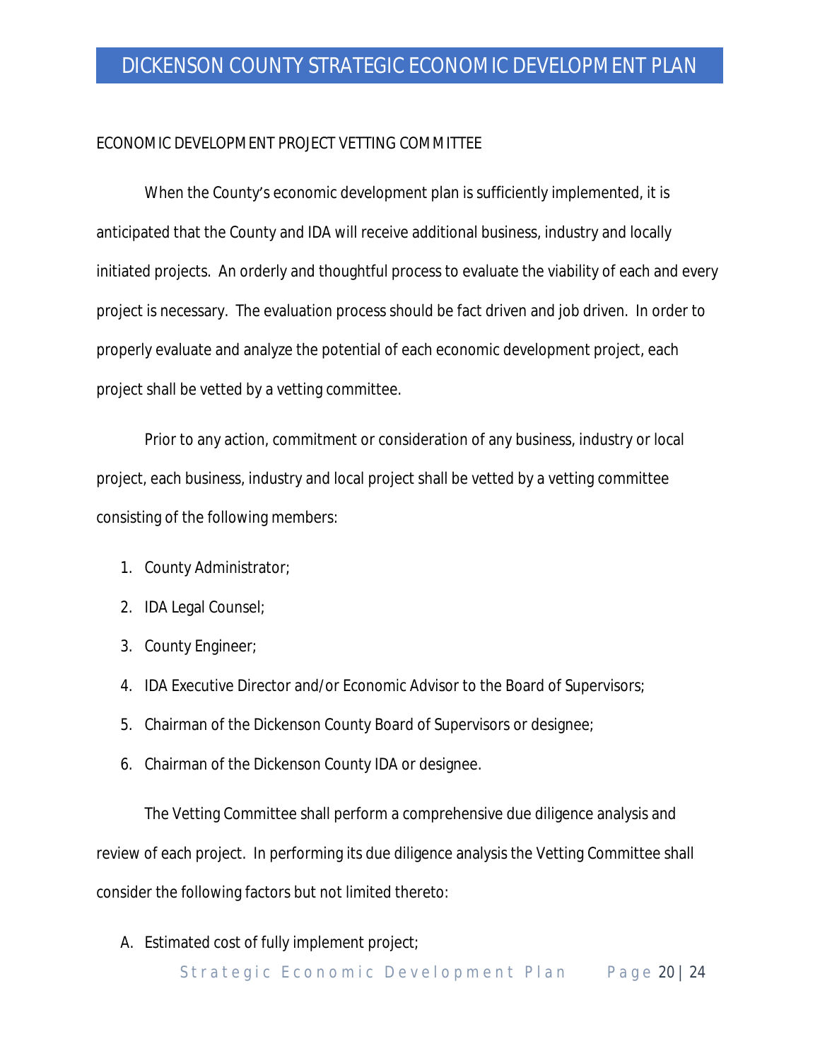## ECONOMIC DEVELOPMENT PROJECT VETTING COMMITTEE

When the County's economic development plan is sufficiently implemented, it is anticipated that the County and IDA will receive additional business, industry and locally initiated projects. An orderly and thoughtful process to evaluate the viability of each and every project is necessary. The evaluation process should be fact driven and job driven. In order to properly evaluate and analyze the potential of each economic development project, each project shall be vetted by a vetting committee.

Prior to any action, commitment or consideration of any business, industry or local project, each business, industry and local project shall be vetted by a vetting committee consisting of the following members:

1. County Administrator;
2. IDA Legal Counsel;
3. County Engineer;
4. IDA Executive Director and/or Economic Advisor to the Board of Supervisors;
5. Chairman of the Dickenson County Board of Supervisors or designee;
6. Chairman of the Dickenson County IDA or designee.

The Vetting Committee shall perform a comprehensive due diligence analysis and review of each project. In performing its due diligence analysis the Vetting Committee shall consider the following factors but not limited thereto:

A. Estimated cost of fully implement project;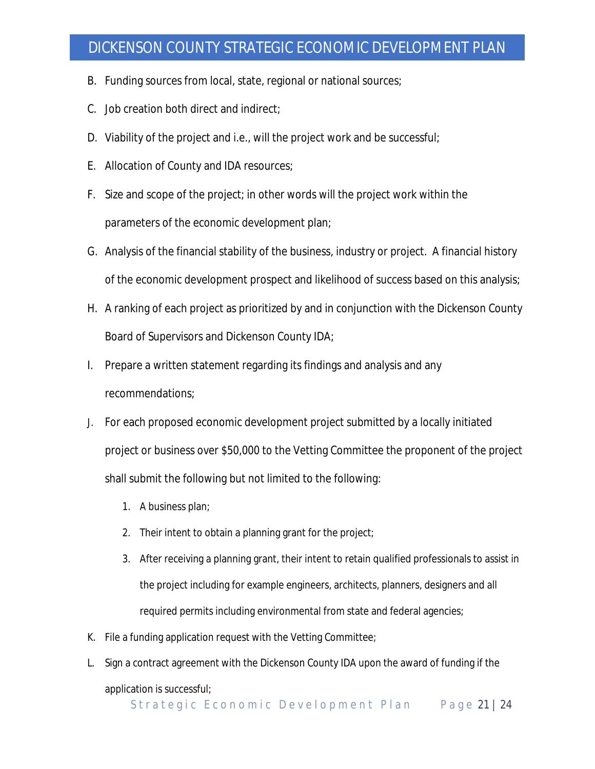B. Funding sources from local, state, regional or national sources;

C. Job creation both direct and indirect;

D. Viability of the project and i.e., will the project work and be successful;

E. Allocation of County and IDA resources;

F. Size and scope of the project; in other words will the project work within the parameters of the economic development plan;

G. Analysis of the financial stability of the business, industry or project. A financial history of the economic development prospect and likelihood of success based on this analysis;

H. A ranking of each project as prioritized by and in conjunction with the Dickenson County Board of Supervisors and Dickenson County IDA;

I. Prepare a written statement regarding its findings and analysis and any recommendations;

J. For each proposed economic development project submitted by a locally initiated project or business over $50,000 to the Vetting Committee the proponent of the project shall submit the following but not limited to the following:

   1. A business plan;
   2. Their intent to obtain a planning grant for the project;
   3. After receiving a planning grant, their intent to retain qualified professionals to assist in the project including for example engineers, architects, planners, designers and all required permits including environmental from state and federal agencies;

K. File a funding application request with the Vetting Committee;

L. Sign a contract agreement with the Dickenson County IDA upon the award of funding if the application is successful;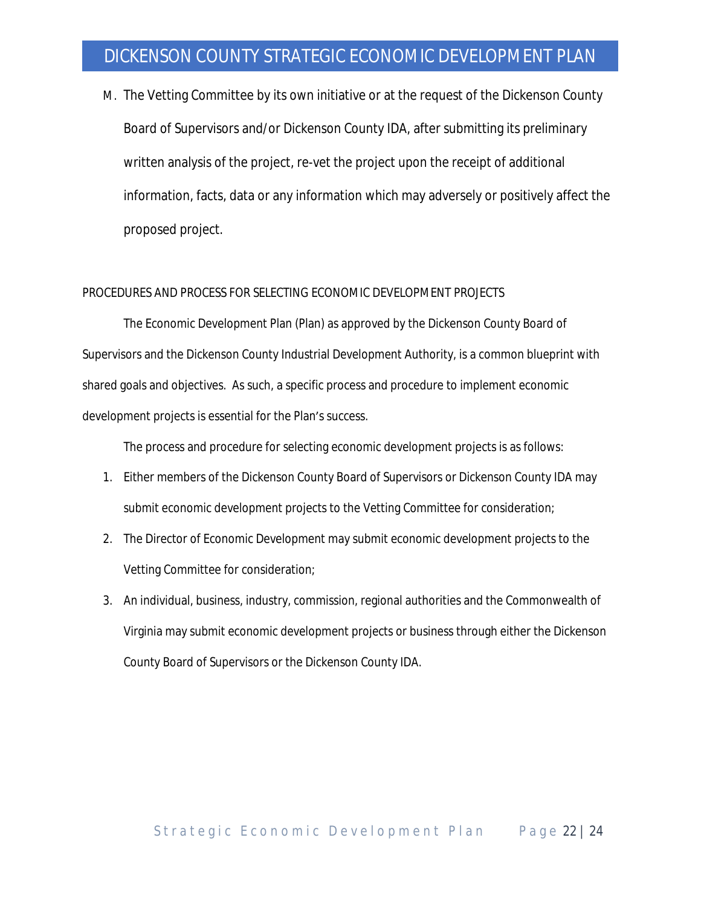M. The Vetting Committee by its own initiative or at the request of the Dickenson County Board of Supervisors and/or Dickenson County IDA, after submitting its preliminary written analysis of the project, re-vet the project upon the receipt of additional information, facts, data or any information which may adversely or positively affect the proposed project.

## PROCEDURES AND PROCESS FOR SELECTING ECONOMIC DEVELOPMENT PROJECTS

The Economic Development Plan (Plan) as approved by the Dickenson County Board of Supervisors and the Dickenson County Industrial Development Authority, is a common blueprint with shared goals and objectives. As such, a specific process and procedure to implement economic development projects is essential for the Plan's success.

The process and procedure for selecting economic development projects is as follows:

1. Either members of the Dickenson County Board of Supervisors or Dickenson County IDA may submit economic development projects to the Vetting Committee for consideration;
2. The Director of Economic Development may submit economic development projects to the Vetting Committee for consideration;
3. An individual, business, industry, commission, regional authorities and the Commonwealth of Virginia may submit economic development projects or business through either the Dickenson County Board of Supervisors or the Dickenson County IDA.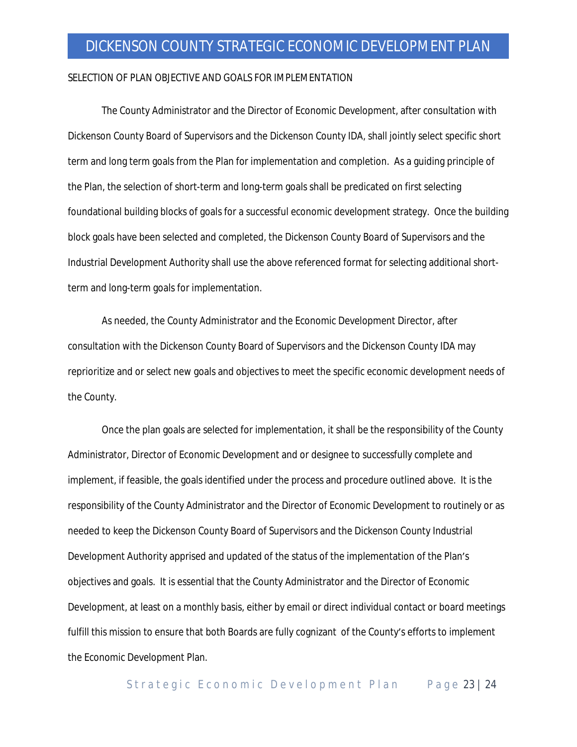## SELECTION OF PLAN OBJECTIVE AND GOALS FOR IMPLEMENTATION

The County Administrator and the Director of Economic Development, after consultation with Dickenson County Board of Supervisors and the Dickenson County IDA, shall jointly select specific short term and long term goals from the Plan for implementation and completion. As a guiding principle of the Plan, the selection of short-term and long-term goals shall be predicated on first selecting foundational building blocks of goals for a successful economic development strategy. Once the building block goals have been selected and completed, the Dickenson County Board of Supervisors and the Industrial Development Authority shall use the above referenced format for selecting additional short-term and long-term goals for implementation.

As needed, the County Administrator and the Economic Development Director, after consultation with the Dickenson County Board of Supervisors and the Dickenson County IDA may reprioritize and or select new goals and objectives to meet the specific economic development needs of the County.

Once the plan goals are selected for implementation, it shall be the responsibility of the County Administrator, Director of Economic Development and or designee to successfully complete and implement, if feasible, the goals identified under the process and procedure outlined above. It is the responsibility of the County Administrator and the Director of Economic Development to routinely or as needed to keep the Dickenson County Board of Supervisors and the Dickenson County Industrial Development Authority apprised and updated of the status of the implementation of the Plan's objectives and goals. It is essential that the County Administrator and the Director of Economic Development, at least on a monthly basis, either by email or direct individual contact or board meetings fulfill this mission to ensure that both Boards are fully cognizant of the County's efforts to implement the Economic Development Plan.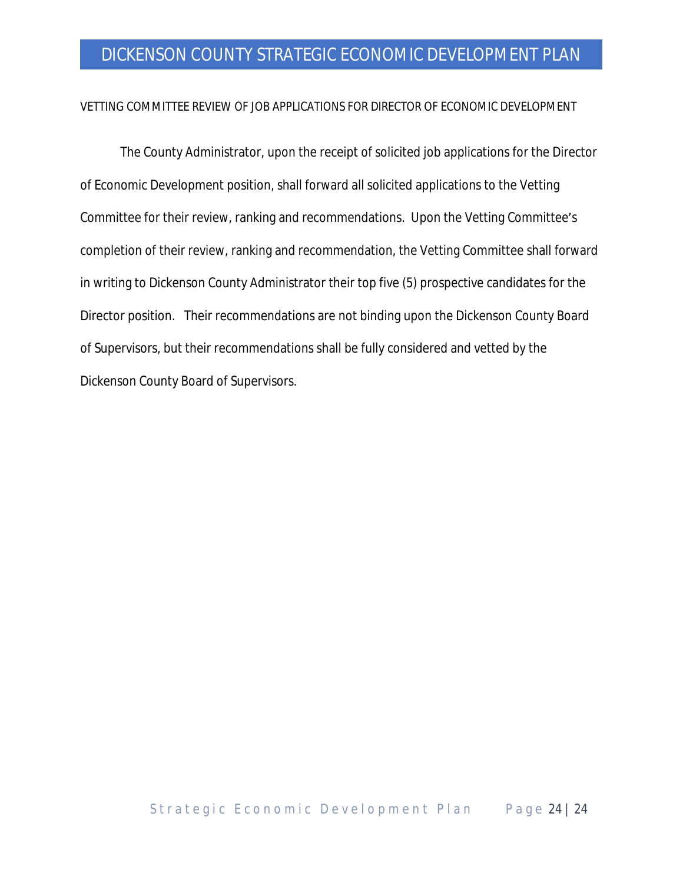VETTING COMMITTEE REVIEW OF JOB APPLICATIONS FOR DIRECTOR OF ECONOMIC DEVELOPMENT

The County Administrator, upon the receipt of solicited job applications for the Director of Economic Development position, shall forward all solicited applications to the Vetting Committee for their review, ranking and recommendations. Upon the Vetting Committee's completion of their review, ranking and recommendation, the Vetting Committee shall forward in writing to Dickenson County Administrator their top five (5) prospective candidates for the Director position. Their recommendations are not binding upon the Dickenson County Board of Supervisors, but their recommendations shall be fully considered and vetted by the Dickenson County Board of Supervisors.